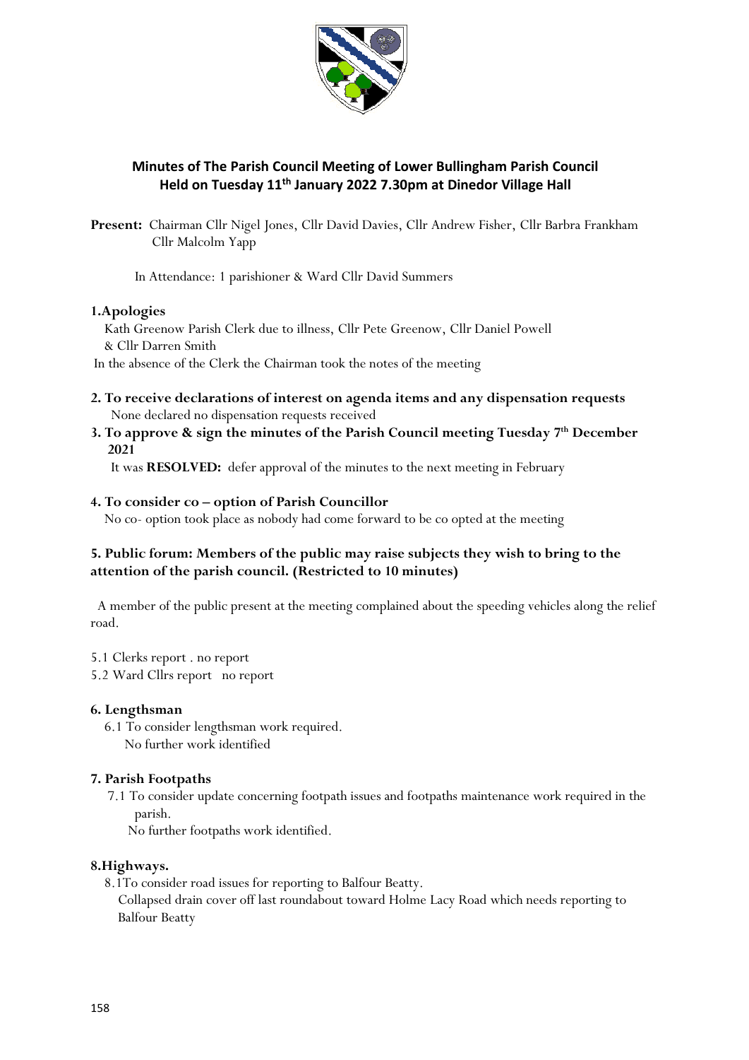## Minutes of The Parish Council Meeting of Lower Bullingham Parish Council Held on Tuesday 11th January 2022 7.30pm at Dinedor Village Hall

**Present:** Chairman Cllr Nigel Jones, Cllr David Davies, Cllr Andrew Fisher, Cllr Barbra Frankham Cllr Malcolm Yapp

In Attendance: 1 parishioner & Ward Cllr David Summers

**1.Apologies**

Kath Greenow Parish Clerk due to illness, Cllr Pete Greenow, Cllr Daniel Powell & Cllr Darren Smith

In the absence of the Clerk the Chairman took the notes of the meeting

**2. To receive declarations of interest on agenda items and any dispensation requests**

None declared no dispensation requests received

**3. To approve & sign the minutes of the Parish Council meeting Tuesday 7th December 2021**

It was **RESOLVED:** defer approval of the minutes to the next meeting in February

**4. To consider co – option of Parish Councillor**

No co- option took place as nobody had come forward to be co opted at the meeting

**5. Public forum: Members of the public may raise subjects they wish to bring to the attention of the parish council. (Restricted to 10 minutes)**

A member of the public present at the meeting complained about the speeding vehicles along the relief road.

5.1 Clerks report . no report

5.2 Ward Cllrs report no report

**6. Lengthsman**

6.1 To consider lengthsman work required.

No further work identified

**7. Parish Footpaths**

7.1 To consider update concerning footpath issues and footpaths maintenance work required in the parish.

No further footpaths work identified.

**8.Highways.**

8.1To consider road issues for reporting to Balfour Beatty.

Collapsed drain cover off last roundabout toward Holme Lacy Road which needs reporting to Balfour Beatty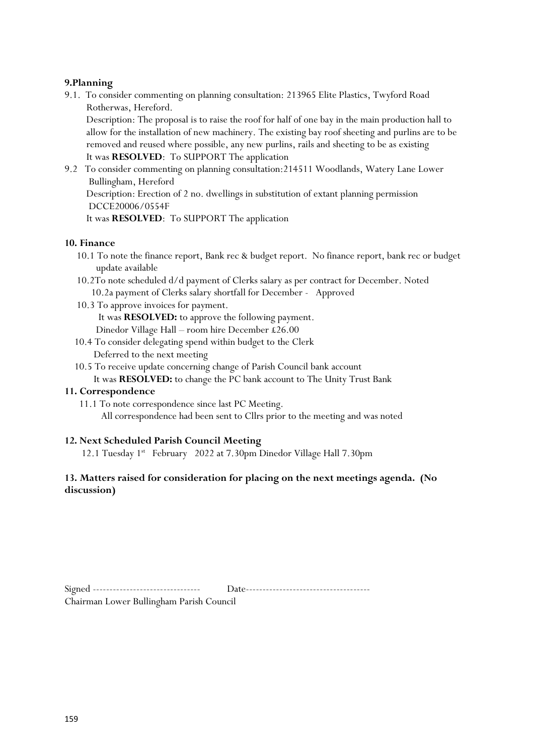**9.Planning**

9.1. To consider commenting on planning consultation: 213965 Elite Plastics, Twyford Road Rotherwas, Hereford.

Description: The proposal is to raise the roof for half of one bay in the main production hall to allow for the installation of new machinery. The existing bay roof sheeting and purlins are to be removed and reused where possible, any new purlins, rails and sheeting to be as existing

It was **RESOLVED**: To SUPPORT The application

9.2 To consider commenting on planning consultation:214511 Woodlands, Watery Lane Lower Bullingham, Hereford

Description: Erection of 2 no. dwellings in substitution of extant planning permission DCCE20006/0554F

It was **RESOLVED**: To SUPPORT The application

**10. Finance**

10.1 To note the finance report, Bank rec & budget report. No finance report, bank rec or budget update available

10.2To note scheduled d/d payment of Clerks salary as per contract for December. Noted

10.2a payment of Clerks salary shortfall for December - Approved

10.3 To approve invoices for payment.

It was **RESOLVED:** to approve the following payment.

Dinedor Village Hall – room hire December £26.00

10.4 To consider delegating spend within budget to the Clerk

Deferred to the next meeting

10.5 To receive update concerning change of Parish Council bank account

It was **RESOLVED:** to change the PC bank account to The Unity Trust Bank

**11. Correspondence**

11.1 To note correspondence since last PC Meeting.

All correspondence had been sent to Cllrs prior to the meeting and was noted

**12. Next Scheduled Parish Council Meeting**

12.1 Tuesday 1st February 2022 at 7.30pm Dinedor Village Hall 7.30pm

**13. Matters raised for consideration for placing on the next meetings agenda. (No discussion)**

Signed -------------------------------- Date-------------------------------------

Chairman Lower Bullingham Parish Council